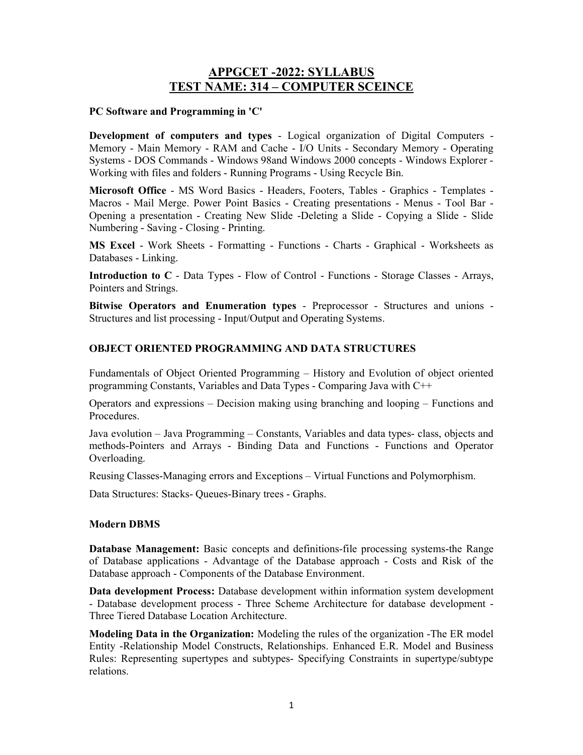# APPGCET -2022: SYLLABUS
# TEST NAME: 314 – COMPUTER SCEINCE

### PC Software and Programming in 'C'

**Development of computers and types** - Logical organization of Digital Computers - Memory - Main Memory - RAM and Cache - I/O Units - Secondary Memory - Operating Systems - DOS Commands - Windows 98and Windows 2000 concepts - Windows Explorer - Working with files and folders - Running Programs - Using Recycle Bin.

**Microsoft Office** - MS Word Basics - Headers, Footers, Tables - Graphics - Templates - Macros - Mail Merge. Power Point Basics - Creating presentations - Menus - Tool Bar - Opening a presentation - Creating New Slide -Deleting a Slide - Copying a Slide - Slide Numbering - Saving - Closing - Printing.

**MS Excel** - Work Sheets - Formatting - Functions - Charts - Graphical - Worksheets as Databases - Linking.

**Introduction to C** - Data Types - Flow of Control - Functions - Storage Classes - Arrays, Pointers and Strings.

**Bitwise Operators and Enumeration types** - Preprocessor - Structures and unions - Structures and list processing - Input/Output and Operating Systems.

### OBJECT ORIENTED PROGRAMMING AND DATA STRUCTURES

Fundamentals of Object Oriented Programming – History and Evolution of object oriented programming Constants, Variables and Data Types - Comparing Java with C++

Operators and expressions – Decision making using branching and looping – Functions and Procedures.

Java evolution – Java Programming – Constants, Variables and data types- class, objects and methods-Pointers and Arrays - Binding Data and Functions - Functions and Operator Overloading.

Reusing Classes-Managing errors and Exceptions – Virtual Functions and Polymorphism.

Data Structures: Stacks- Queues-Binary trees - Graphs.

### Modern DBMS

**Database Management:** Basic concepts and definitions-file processing systems-the Range of Database applications - Advantage of the Database approach - Costs and Risk of the Database approach - Components of the Database Environment.

**Data development Process:** Database development within information system development - Database development process - Three Scheme Architecture for database development - Three Tiered Database Location Architecture.

**Modeling Data in the Organization:** Modeling the rules of the organization -The ER model Entity -Relationship Model Constructs, Relationships. Enhanced E.R. Model and Business Rules: Representing supertypes and subtypes- Specifying Constraints in supertype/subtype relations.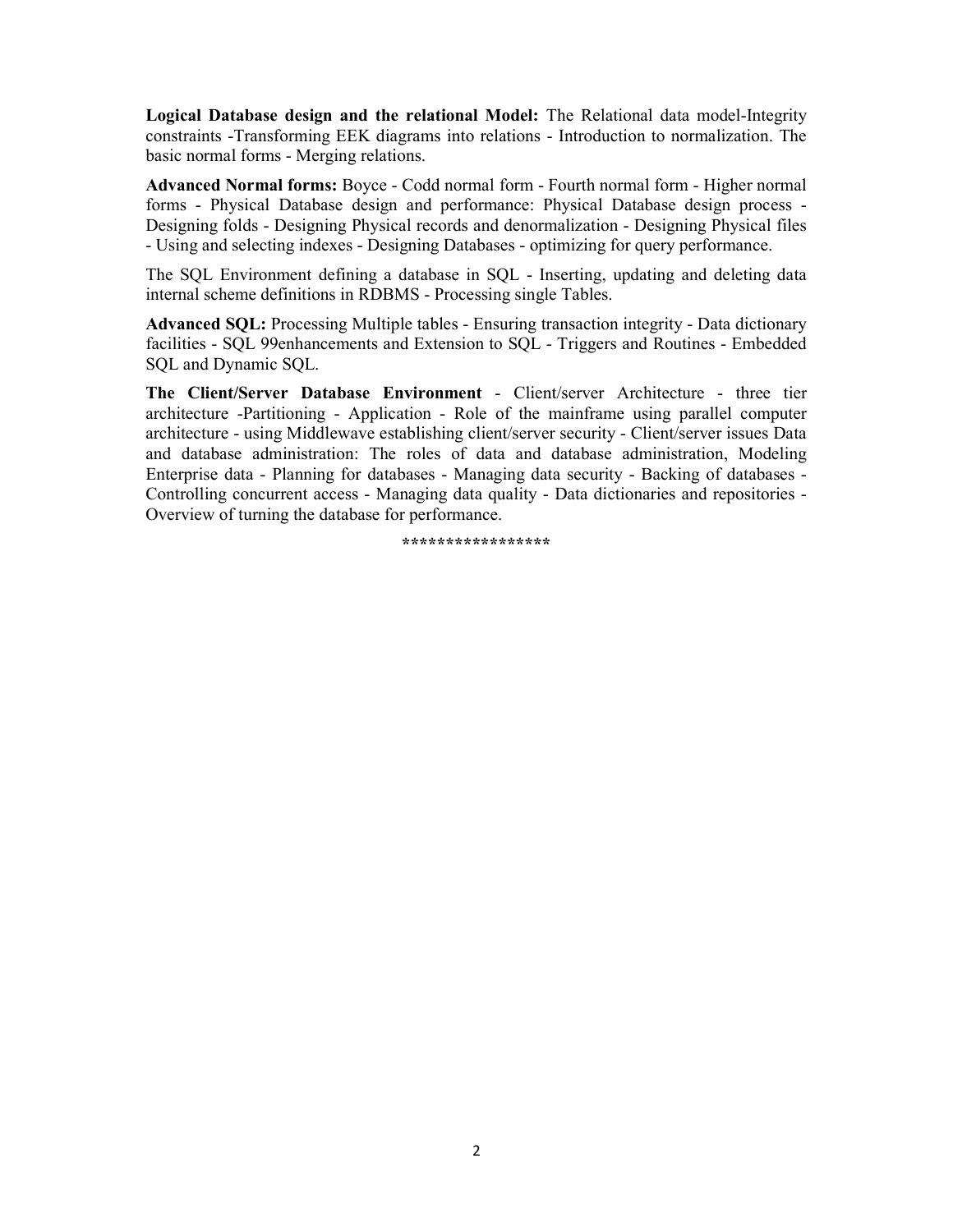**Logical Database design and the relational Model:** The Relational data model-Integrity constraints -Transforming EEK diagrams into relations - Introduction to normalization. The basic normal forms - Merging relations.

**Advanced Normal forms:** Boyce - Codd normal form - Fourth normal form - Higher normal forms - Physical Database design and performance: Physical Database design process - Designing folds - Designing Physical records and denormalization - Designing Physical files - Using and selecting indexes - Designing Databases - optimizing for query performance.

The SQL Environment defining a database in SQL - Inserting, updating and deleting data internal scheme definitions in RDBMS - Processing single Tables.

**Advanced SQL:** Processing Multiple tables - Ensuring transaction integrity - Data dictionary facilities - SQL 99enhancements and Extension to SQL - Triggers and Routines - Embedded SQL and Dynamic SQL.

**The Client/Server Database Environment** - Client/server Architecture - three tier architecture -Partitioning - Application - Role of the mainframe using parallel computer architecture - using Middlewave establishing client/server security - Client/server issues Data and database administration: The roles of data and database administration, Modeling Enterprise data - Planning for databases - Managing data security - Backing of databases - Controlling concurrent access - Managing data quality - Data dictionaries and repositories - Overview of turning the database for performance.

*****************